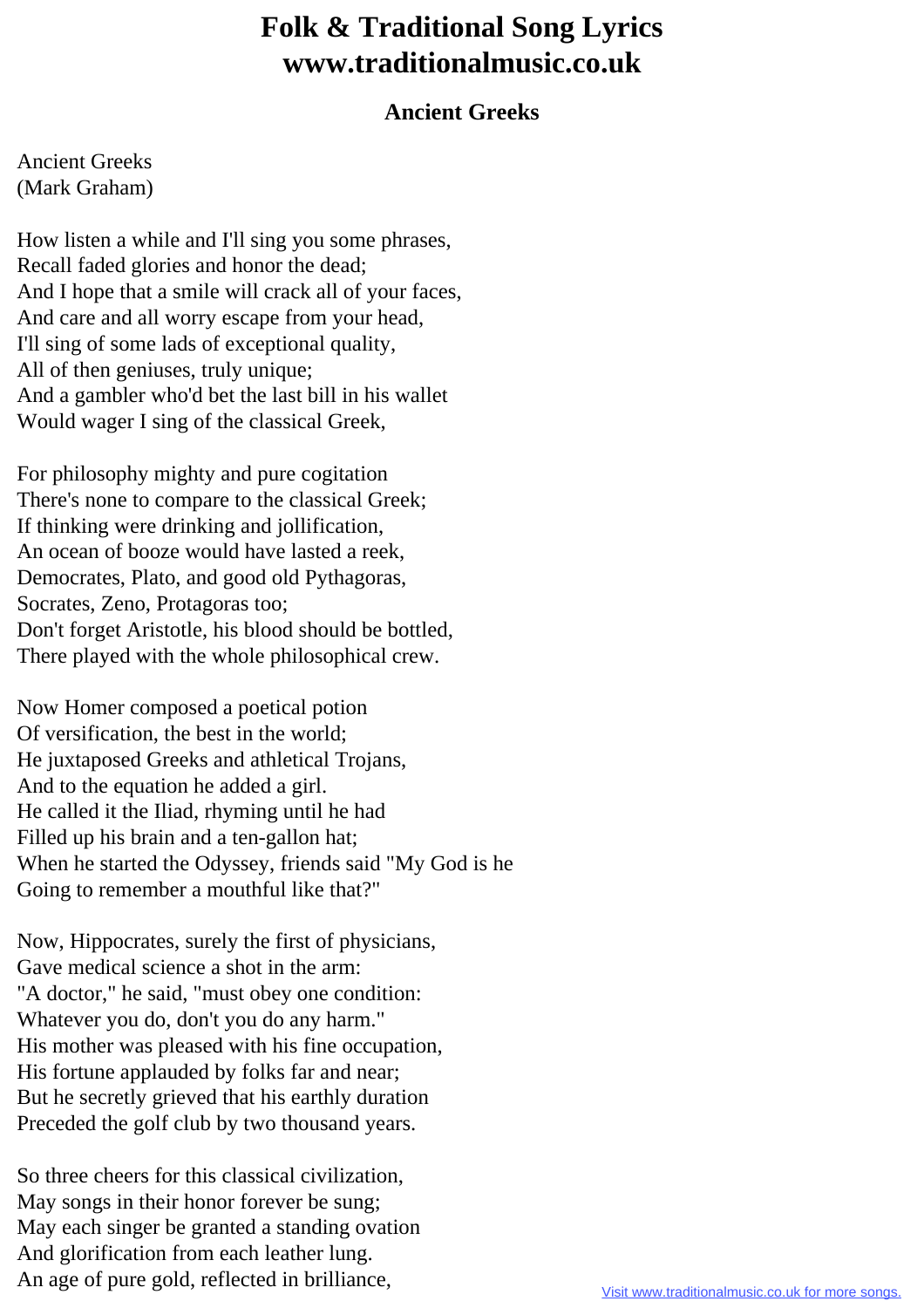# Folk & Traditional Song Lyrics
# www.traditionalmusic.co.uk

## Ancient Greeks

Ancient Greeks
(Mark Graham)

How listen a while and I'll sing you some phrases,
Recall faded glories and honor the dead;
And I hope that a smile will crack all of your faces,
And care and all worry escape from your head,
I'll sing of some lads of exceptional quality,
All of then geniuses, truly unique;
And a gambler who'd bet the last bill in his wallet
Would wager I sing of the classical Greek,

For philosophy mighty and pure cogitation
There's none to compare to the classical Greek;
If thinking were drinking and jollification,
An ocean of booze would have lasted a reek,
Democrates, Plato, and good old Pythagoras,
Socrates, Zeno, Protagoras too;
Don't forget Aristotle, his blood should be bottled,
There played with the whole philosophical crew.

Now Homer composed a poetical potion
Of versification, the best in the world;
He juxtaposed Greeks and athletical Trojans,
And to the equation he added a girl.
He called it the Iliad, rhyming until he had
Filled up his brain and a ten-gallon hat;
When he started the Odyssey, friends said "My God is he
Going to remember a mouthful like that?"

Now, Hippocrates, surely the first of physicians,
Gave medical science a shot in the arm:
"A doctor," he said, "must obey one condition:
Whatever you do, don't you do any harm."
His mother was pleased with his fine occupation,
His fortune applauded by folks far and near;
But he secretly grieved that his earthly duration
Preceded the golf club by two thousand years.

So three cheers for this classical civilization,
May songs in their honor forever be sung;
May each singer be granted a standing ovation
And glorification from each leather lung.
An age of pure gold, reflected in brilliance,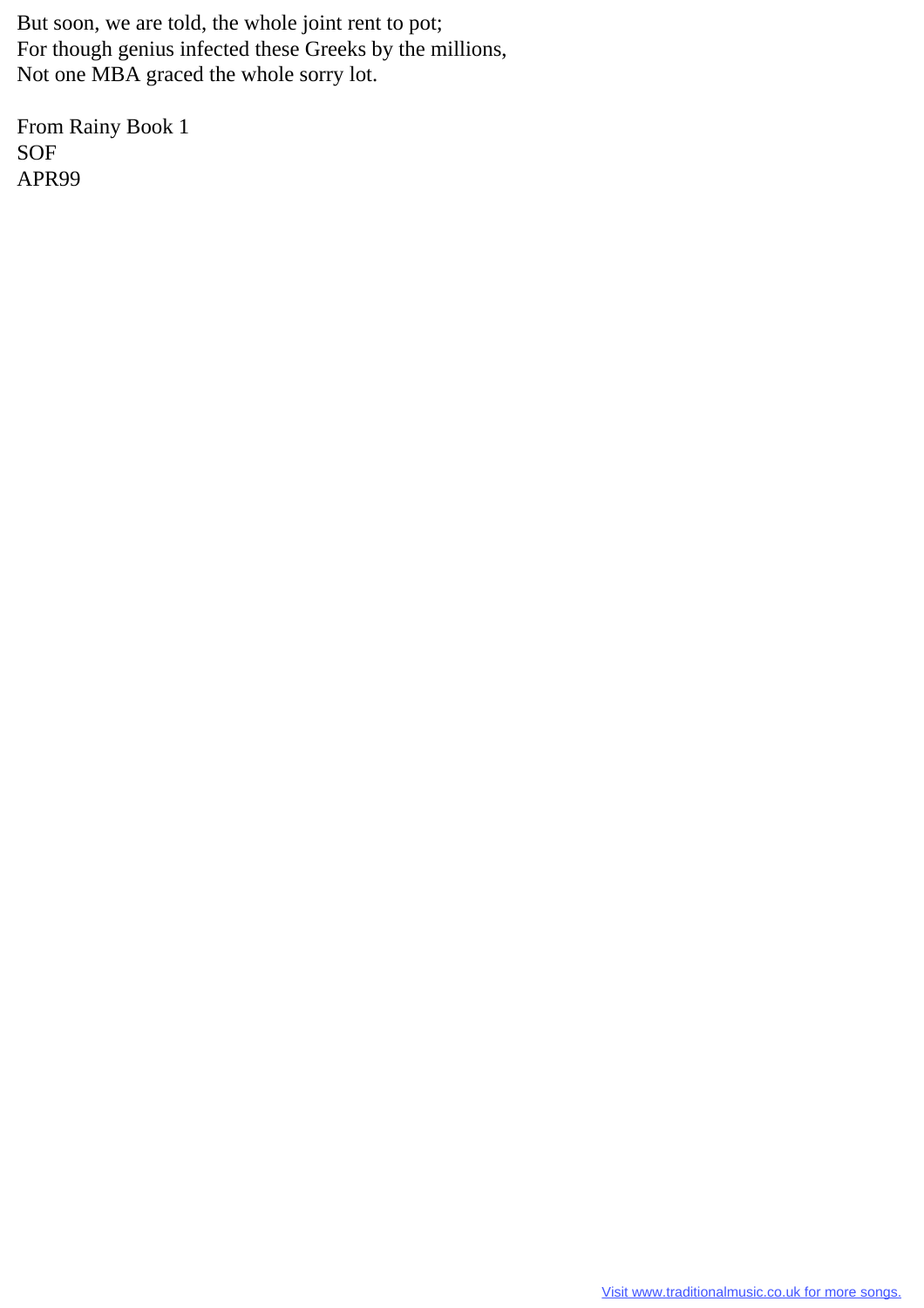But soon, we are told, the whole joint rent to pot;
For though genius infected these Greeks by the millions,
Not one MBA graced the whole sorry lot.

From Rainy Book 1
SOF
APR99